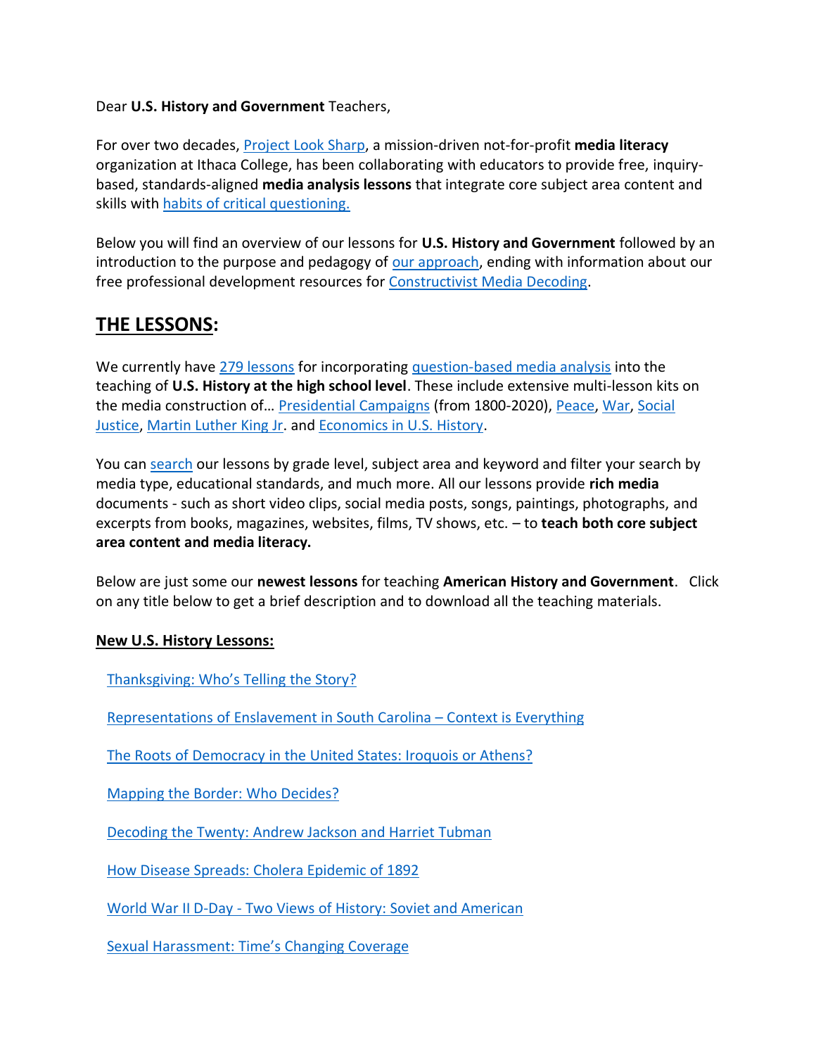Dear **U.S. History and Government** Teachers,

For over two decades, Project Look Sharp, a mission-driven not-for-profit **media literacy** organization at Ithaca College, has been collaborating with educators to provide free, inquiry-based, standards-aligned **media analysis lessons** that integrate core subject area content and skills with habits of critical questioning.

Below you will find an overview of our lessons for **U.S. History and Government** followed by an introduction to the purpose and pedagogy of our approach, ending with information about our free professional development resources for Constructivist Media Decoding.

## THE LESSONS:

We currently have 279 lessons for incorporating question-based media analysis into the teaching of **U.S. History at the high school level**. These include extensive multi-lesson kits on the media construction of… Presidential Campaigns (from 1800-2020), Peace, War, Social Justice, Martin Luther King Jr. and Economics in U.S. History.

You can search our lessons by grade level, subject area and keyword and filter your search by media type, educational standards, and much more. All our lessons provide **rich media** documents - such as short video clips, social media posts, songs, paintings, photographs, and excerpts from books, magazines, websites, films, TV shows, etc. – to **teach both core subject area content and media literacy.**

Below are just some our **newest lessons** for teaching **American History and Government**. Click on any title below to get a brief description and to download all the teaching materials.

**New U.S. History Lessons:**

Thanksgiving: Who's Telling the Story?

Representations of Enslavement in South Carolina – Context is Everything

The Roots of Democracy in the United States: Iroquois or Athens?

Mapping the Border: Who Decides?

Decoding the Twenty: Andrew Jackson and Harriet Tubman

How Disease Spreads: Cholera Epidemic of 1892

World War II D-Day - Two Views of History: Soviet and American

Sexual Harassment: Time's Changing Coverage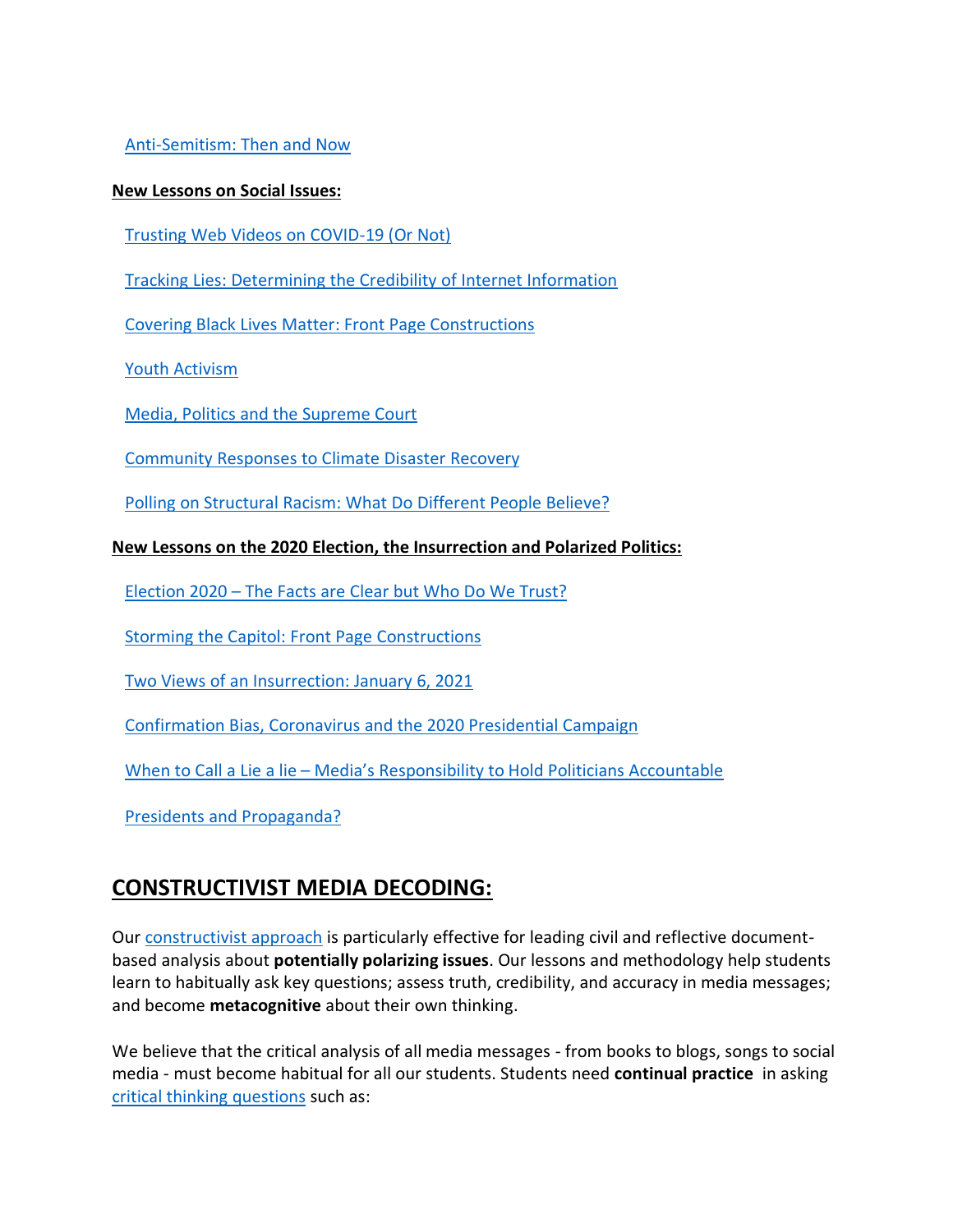Anti-Semitism: Then and Now

**New Lessons on Social Issues:**

Trusting Web Videos on COVID-19 (Or Not)

Tracking Lies: Determining the Credibility of Internet Information

Covering Black Lives Matter: Front Page Constructions

Youth Activism

Media, Politics and the Supreme Court

Community Responses to Climate Disaster Recovery

Polling on Structural Racism: What Do Different People Believe?

**New Lessons on the 2020 Election, the Insurrection and Polarized Politics:**

Election 2020 – The Facts are Clear but Who Do We Trust?

Storming the Capitol: Front Page Constructions

Two Views of an Insurrection: January 6, 2021

Confirmation Bias, Coronavirus and the 2020 Presidential Campaign

When to Call a Lie a lie – Media's Responsibility to Hold Politicians Accountable

Presidents and Propaganda?

## CONSTRUCTIVIST MEDIA DECODING:

Our constructivist approach is particularly effective for leading civil and reflective document-based analysis about **potentially polarizing issues**. Our lessons and methodology help students learn to habitually ask key questions; assess truth, credibility, and accuracy in media messages; and become **metacognitive** about their own thinking.

We believe that the critical analysis of all media messages - from books to blogs, songs to social media - must become habitual for all our students. Students need **continual practice** in asking critical thinking questions such as: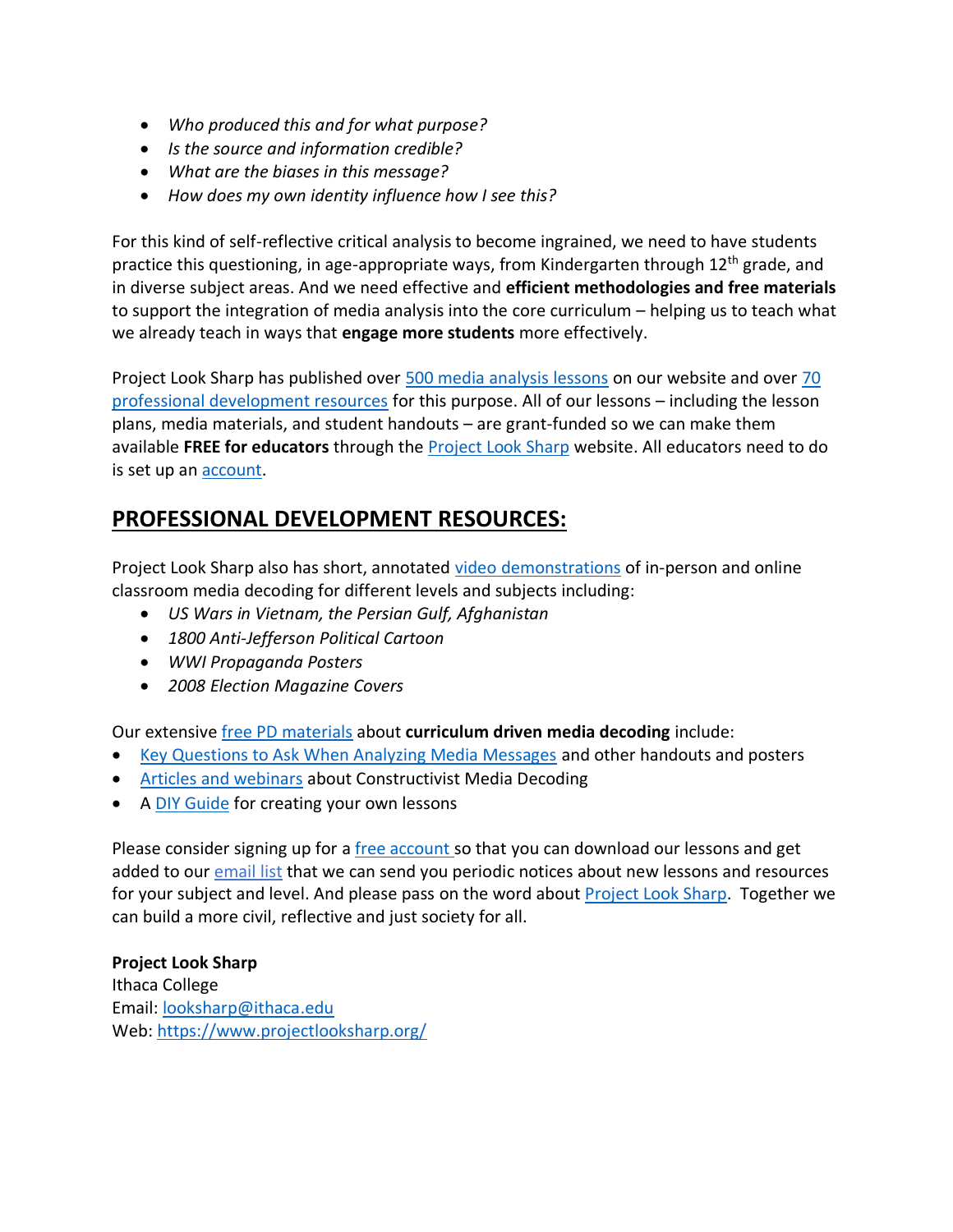- *Who produced this and for what purpose?*
- *Is the source and information credible?*
- *What are the biases in this message?*
- *How does my own identity influence how I see this?*

For this kind of self-reflective critical analysis to become ingrained, we need to have students practice this questioning, in age-appropriate ways, from Kindergarten through 12th grade, and in diverse subject areas. And we need effective and **efficient methodologies and free materials** to support the integration of media analysis into the core curriculum – helping us to teach what we already teach in ways that **engage more students** more effectively.

Project Look Sharp has published over 500 media analysis lessons on our website and over 70 professional development resources for this purpose. All of our lessons – including the lesson plans, media materials, and student handouts – are grant-funded so we can make them available **FREE for educators** through the Project Look Sharp website. All educators need to do is set up an account.

## PROFESSIONAL DEVELOPMENT RESOURCES:

Project Look Sharp also has short, annotated video demonstrations of in-person and online classroom media decoding for different levels and subjects including:

- *US Wars in Vietnam, the Persian Gulf, Afghanistan*
- *1800 Anti-Jefferson Political Cartoon*
- *WWI Propaganda Posters*
- *2008 Election Magazine Covers*

Our extensive free PD materials about **curriculum driven media decoding** include:

- Key Questions to Ask When Analyzing Media Messages and other handouts and posters
- Articles and webinars about Constructivist Media Decoding
- A DIY Guide for creating your own lessons

Please consider signing up for a free account so that you can download our lessons and get added to our email list that we can send you periodic notices about new lessons and resources for your subject and level. And please pass on the word about Project Look Sharp. Together we can build a more civil, reflective and just society for all.

**Project Look Sharp**
Ithaca College
Email: looksharp@ithaca.edu
Web: https://www.projectlooksharp.org/